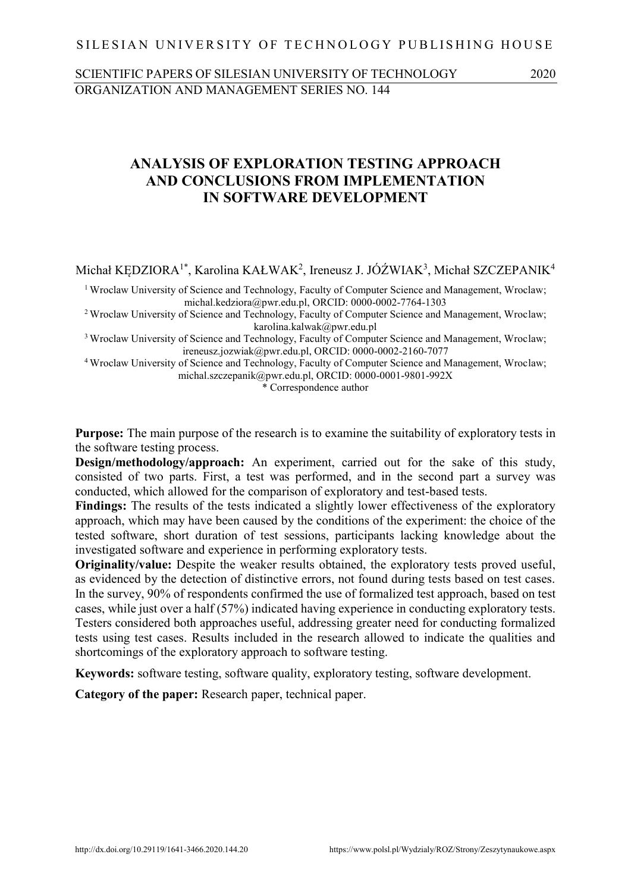SILESIAN UNIVERSITY OF TECHNOLOGY PUBLISHING HOUSE

SCIENTIFIC PAPERS OF SILESIAN UNIVERSITY OF TECHNOLOGY 2020
ORGANIZATION AND MANAGEMENT SERIES NO. 144

# ANALYSIS OF EXPLORATION TESTING APPROACH AND CONCLUSIONS FROM IMPLEMENTATION IN SOFTWARE DEVELOPMENT

Michał KĘDZIORA[1*], Karolina KAŁWAK[2], Ireneusz J. JÓŹWIAK[3], Michał SZCZEPANIK[4]

[1] Wroclaw University of Science and Technology, Faculty of Computer Science and Management, Wroclaw; michal.kedziora@pwr.edu.pl, ORCID: 0000-0002-7764-1303
[2] Wroclaw University of Science and Technology, Faculty of Computer Science and Management, Wroclaw; karolina.kalwak@pwr.edu.pl
[3] Wroclaw University of Science and Technology, Faculty of Computer Science and Management, Wroclaw; ireneusz.jozwiak@pwr.edu.pl, ORCID: 0000-0002-2160-7077
[4] Wroclaw University of Science and Technology, Faculty of Computer Science and Management, Wroclaw; michal.szczepanik@pwr.edu.pl, ORCID: 0000-0001-9801-992X
* Correspondence author

**Purpose:** The main purpose of the research is to examine the suitabiliy of exploratory tests in the software testing process.

**Design/methodology/approach:** An experiment, carried out for the sake of this study, consisted of two parts. First, a test was performed, and in the second part a survey was conducted, which allowed for the comparison of exploratory and test-based tests.

**Findings:** The results of the tests indicated a slightly lower effectiveness of the exploratory approach, which may have been caused by the conditions of the experiment: the choice of the tested software, short duration of test sessions, participants lacking knowledge about the investigated software and experience in performing exploratory tests.

**Originality/value:** Despite the weaker results obtained, the exploratory tests proved useful, as evidenced by the detection of distinctive errors, not found during tests based on test cases. In the survey, 90% of respondents confirmed the use of formalized test approach, based on test cases, while just over a half (57%) indicated having experience in conducting exploratory tests. Testers considered both approaches useful, addressing greater need for conducting formalized tests using test cases. Results included in the research allowed to indicate the qualities and shortcomings of the exploratory approach to software testing.

**Keywords:** software testing, software quality, exploratory testing, software development.

**Category of the paper:** Research paper, technical paper.

http://dx.doi.org/10.29119/1641-3466.2020.144.20 https://www.polsl.pl/Wydzialy/ROZ/Strony/Zeszytynaukowe.aspx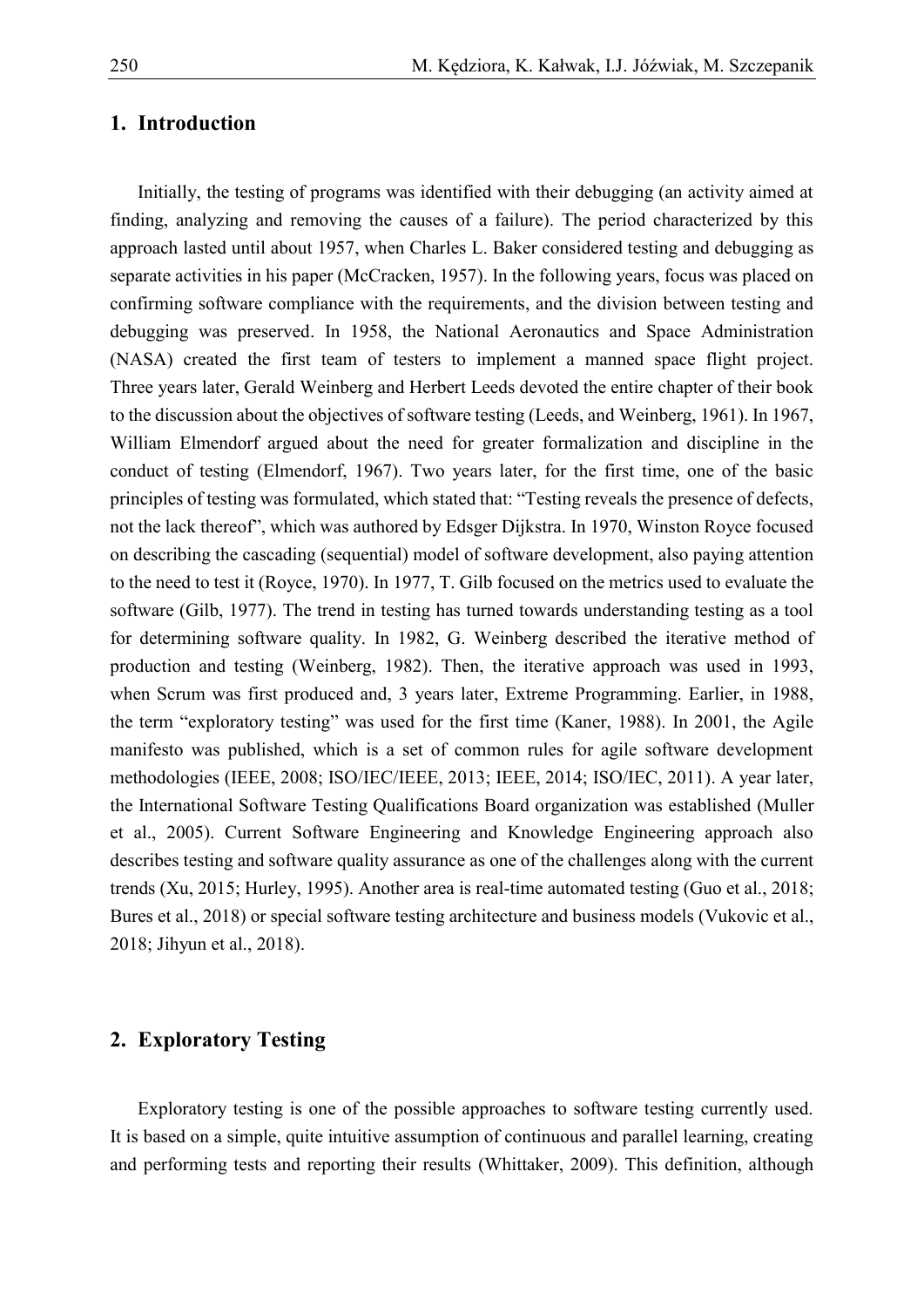## 1. Introduction

Initially, the testing of programs was identified with their debugging (an activity aimed at finding, analyzing and removing the causes of a failure). The period characterized by this approach lasted until about 1957, when Charles L. Baker considered testing and debugging as separate activities in his paper (McCracken, 1957). In the following years, focus was placed on confirming software compliance with the requirements, and the division between testing and debugging was preserved. In 1958, the National Aeronautics and Space Administration (NASA) created the first team of testers to implement a manned space flight project. Three years later, Gerald Weinberg and Herbert Leeds devoted the entire chapter of their book to the discussion about the objectives of software testing (Leeds, and Weinberg, 1961). In 1967, William Elmendorf argued about the need for greater formalization and discipline in the conduct of testing (Elmendorf, 1967). Two years later, for the first time, one of the basic principles of testing was formulated, which stated that: "Testing reveals the presence of defects, not the lack thereof", which was authored by Edsger Dijkstra. In 1970, Winston Royce focused on describing the cascading (sequential) model of software development, also paying attention to the need to test it (Royce, 1970). In 1977, T. Gilb focused on the metrics used to evaluate the software (Gilb, 1977). The trend in testing has turned towards understanding testing as a tool for determining software quality. In 1982, G. Weinberg described the iterative method of production and testing (Weinberg, 1982). Then, the iterative approach was used in 1993, when Scrum was first produced and, 3 years later, Extreme Programming. Earlier, in 1988, the term "exploratory testing" was used for the first time (Kaner, 1988). In 2001, the Agile manifesto was published, which is a set of common rules for agile software development methodologies (IEEE, 2008; ISO/IEC/IEEE, 2013; IEEE, 2014; ISO/IEC, 2011). A year later, the International Software Testing Qualifications Board organization was established (Muller et al., 2005). Current Software Engineering and Knowledge Engineering approach also describes testing and software quality assurance as one of the challenges along with the current trends (Xu, 2015; Hurley, 1995). Another area is real-time automated testing (Guo et al., 2018; Bures et al., 2018) or special software testing architecture and business models (Vukovic et al., 2018; Jihyun et al., 2018).

## 2. Exploratory Testing

Exploratory testing is one of the possible approaches to software testing currently used. It is based on a simple, quite intuitive assumption of continuous and parallel learning, creating and performing tests and reporting their results (Whittaker, 2009). This definition, although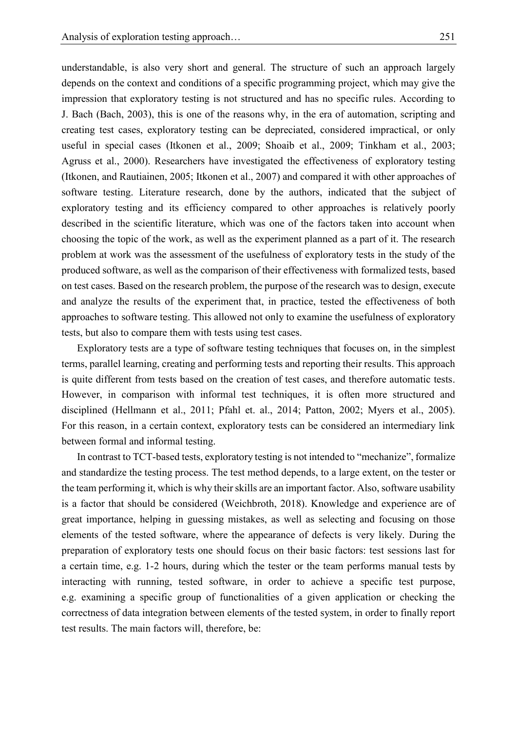understandable, is also very short and general. The structure of such an approach largely depends on the context and conditions of a specific programming project, which may give the impression that exploratory testing is not structured and has no specific rules. According to J. Bach (Bach, 2003), this is one of the reasons why, in the era of automation, scripting and creating test cases, exploratory testing can be depreciated, considered impractical, or only useful in special cases (Itkonen et al., 2009; Shoaib et al., 2009; Tinkham et al., 2003; Agruss et al., 2000). Researchers have investigated the effectiveness of exploratory testing (Itkonen, and Rautiainen, 2005; Itkonen et al., 2007) and compared it with other approaches of software testing. Literature research, done by the authors, indicated that the subject of exploratory testing and its efficiency compared to other approaches is relatively poorly described in the scientific literature, which was one of the factors taken into account when choosing the topic of the work, as well as the experiment planned as a part of it. The research problem at work was the assessment of the usefulness of exploratory tests in the study of the produced software, as well as the comparison of their effectiveness with formalized tests, based on test cases. Based on the research problem, the purpose of the research was to design, execute and analyze the results of the experiment that, in practice, tested the effectiveness of both approaches to software testing. This allowed not only to examine the usefulness of exploratory tests, but also to compare them with tests using test cases.

Exploratory tests are a type of software testing techniques that focuses on, in the simplest terms, parallel learning, creating and performing tests and reporting their results. This approach is quite different from tests based on the creation of test cases, and therefore automatic tests. However, in comparison with informal test techniques, it is often more structured and disciplined (Hellmann et al., 2011; Pfahl et. al., 2014; Patton, 2002; Myers et al., 2005). For this reason, in a certain context, exploratory tests can be considered an intermediary link between formal and informal testing.

In contrast to TCT-based tests, exploratory testing is not intended to "mechanize", formalize and standardize the testing process. The test method depends, to a large extent, on the tester or the team performing it, which is why their skills are an important factor. Also, software usability is a factor that should be considered (Weichbroth, 2018). Knowledge and experience are of great importance, helping in guessing mistakes, as well as selecting and focusing on those elements of the tested software, where the appearance of defects is very likely. During the preparation of exploratory tests one should focus on their basic factors: test sessions last for a certain time, e.g. 1-2 hours, during which the tester or the team performs manual tests by interacting with running, tested software, in order to achieve a specific test purpose, e.g. examining a specific group of functionalities of a given application or checking the correctness of data integration between elements of the tested system, in order to finally report test results. The main factors will, therefore, be: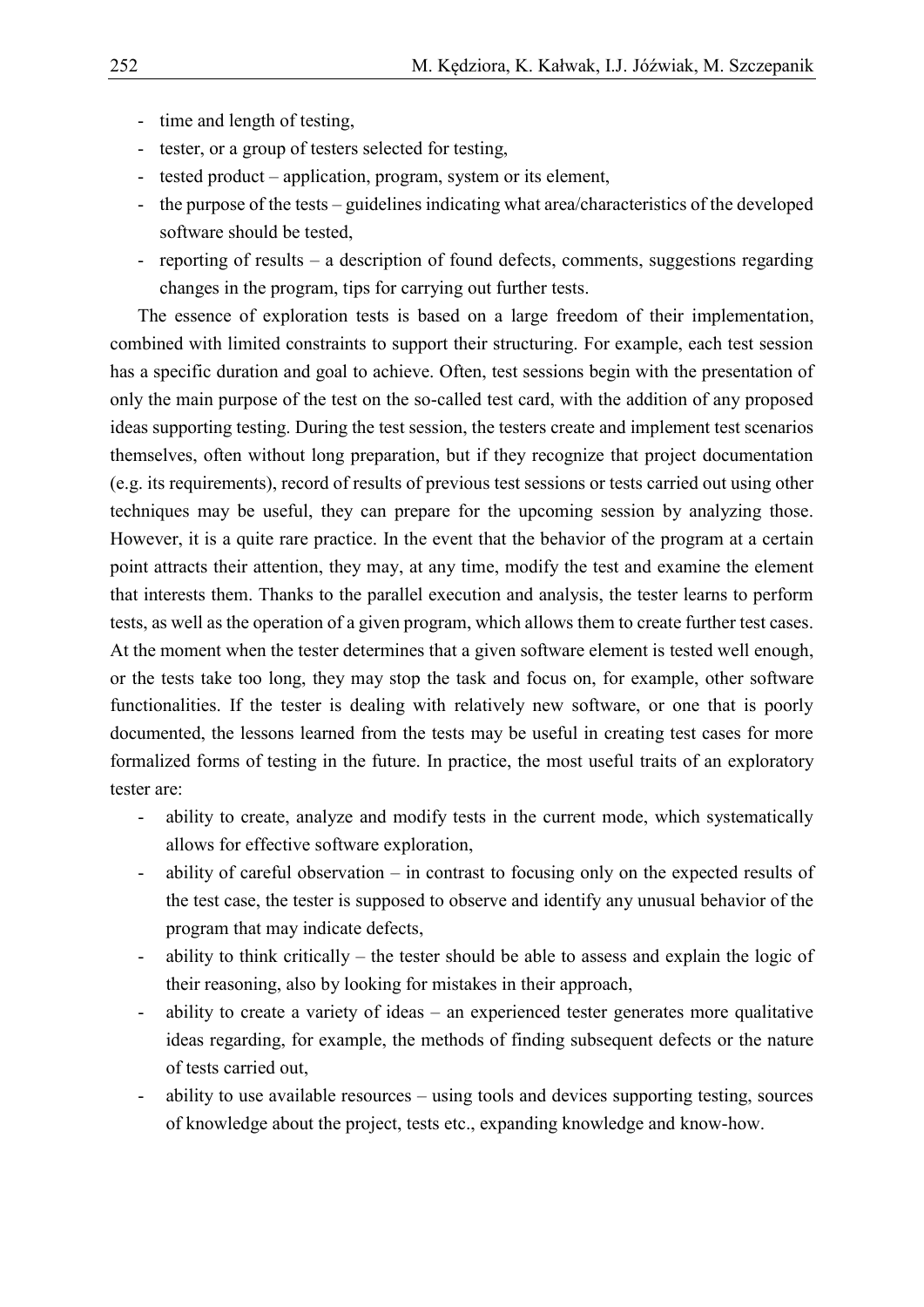- time and length of testing,
- tester, or a group of testers selected for testing,
- tested product – application, program, system or its element,
- the purpose of the tests – guidelines indicating what area/characteristics of the developed software should be tested,
- reporting of results – a description of found defects, comments, suggestions regarding changes in the program, tips for carrying out further tests.

The essence of exploration tests is based on a large freedom of their implementation, combined with limited constraints to support their structuring. For example, each test session has a specific duration and goal to achieve. Often, test sessions begin with the presentation of only the main purpose of the test on the so-called test card, with the addition of any proposed ideas supporting testing. During the test session, the testers create and implement test scenarios themselves, often without long preparation, but if they recognize that project documentation (e.g. its requirements), record of results of previous test sessions or tests carried out using other techniques may be useful, they can prepare for the upcoming session by analyzing those. However, it is a quite rare practice. In the event that the behavior of the program at a certain point attracts their attention, they may, at any time, modify the test and examine the element that interests them. Thanks to the parallel execution and analysis, the tester learns to perform tests, as well as the operation of a given program, which allows them to create further test cases. At the moment when the tester determines that a given software element is tested well enough, or the tests take too long, they may stop the task and focus on, for example, other software functionalities. If the tester is dealing with relatively new software, or one that is poorly documented, the lessons learned from the tests may be useful in creating test cases for more formalized forms of testing in the future. In practice, the most useful traits of an exploratory tester are:

- ability to create, analyze and modify tests in the current mode, which systematically allows for effective software exploration,
- ability of careful observation – in contrast to focusing only on the expected results of the test case, the tester is supposed to observe and identify any unusual behavior of the program that may indicate defects,
- ability to think critically – the tester should be able to assess and explain the logic of their reasoning, also by looking for mistakes in their approach,
- ability to create a variety of ideas – an experienced tester generates more qualitative ideas regarding, for example, the methods of finding subsequent defects or the nature of tests carried out,
- ability to use available resources – using tools and devices supporting testing, sources of knowledge about the project, tests etc., expanding knowledge and know-how.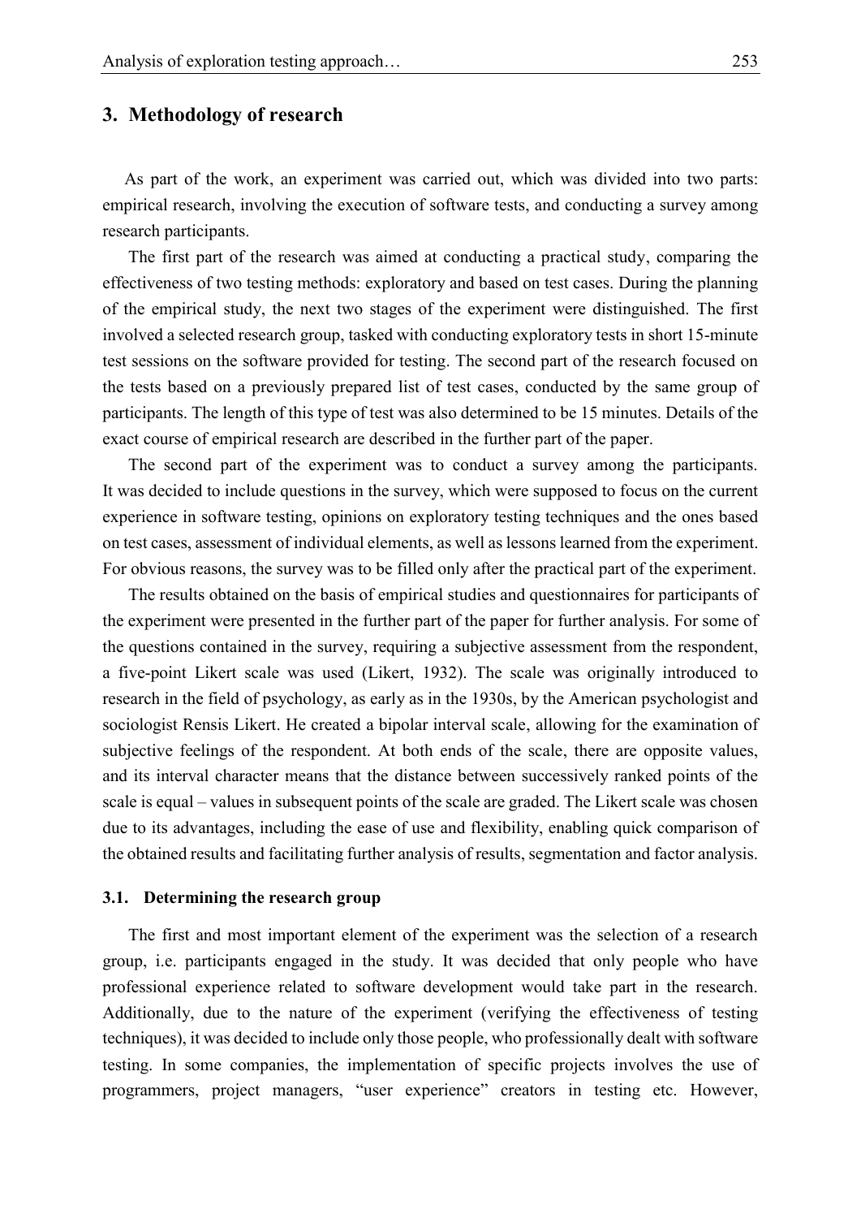## 3. Methodology of research

As part of the work, an experiment was carried out, which was divided into two parts: empirical research, involving the execution of software tests, and conducting a survey among research participants.

The first part of the research was aimed at conducting a practical study, comparing the effectiveness of two testing methods: exploratory and based on test cases. During the planning of the empirical study, the next two stages of the experiment were distinguished. The first involved a selected research group, tasked with conducting exploratory tests in short 15-minute test sessions on the software provided for testing. The second part of the research focused on the tests based on a previously prepared list of test cases, conducted by the same group of participants. The length of this type of test was also determined to be 15 minutes. Details of the exact course of empirical research are described in the further part of the paper.

The second part of the experiment was to conduct a survey among the participants. It was decided to include questions in the survey, which were supposed to focus on the current experience in software testing, opinions on exploratory testing techniques and the ones based on test cases, assessment of individual elements, as well as lessons learned from the experiment. For obvious reasons, the survey was to be filled only after the practical part of the experiment.

The results obtained on the basis of empirical studies and questionnaires for participants of the experiment were presented in the further part of the paper for further analysis. For some of the questions contained in the survey, requiring a subjective assessment from the respondent, a five-point Likert scale was used (Likert, 1932). The scale was originally introduced to research in the field of psychology, as early as in the 1930s, by the American psychologist and sociologist Rensis Likert. He created a bipolar interval scale, allowing for the examination of subjective feelings of the respondent. At both ends of the scale, there are opposite values, and its interval character means that the distance between successively ranked points of the scale is equal – values in subsequent points of the scale are graded. The Likert scale was chosen due to its advantages, including the ease of use and flexibility, enabling quick comparison of the obtained results and facilitating further analysis of results, segmentation and factor analysis.

### 3.1. Determining the research group

The first and most important element of the experiment was the selection of a research group, i.e. participants engaged in the study. It was decided that only people who have professional experience related to software development would take part in the research. Additionally, due to the nature of the experiment (verifying the effectiveness of testing techniques), it was decided to include only those people, who professionally dealt with software testing. In some companies, the implementation of specific projects involves the use of programmers, project managers, "user experience" creators in testing etc. However,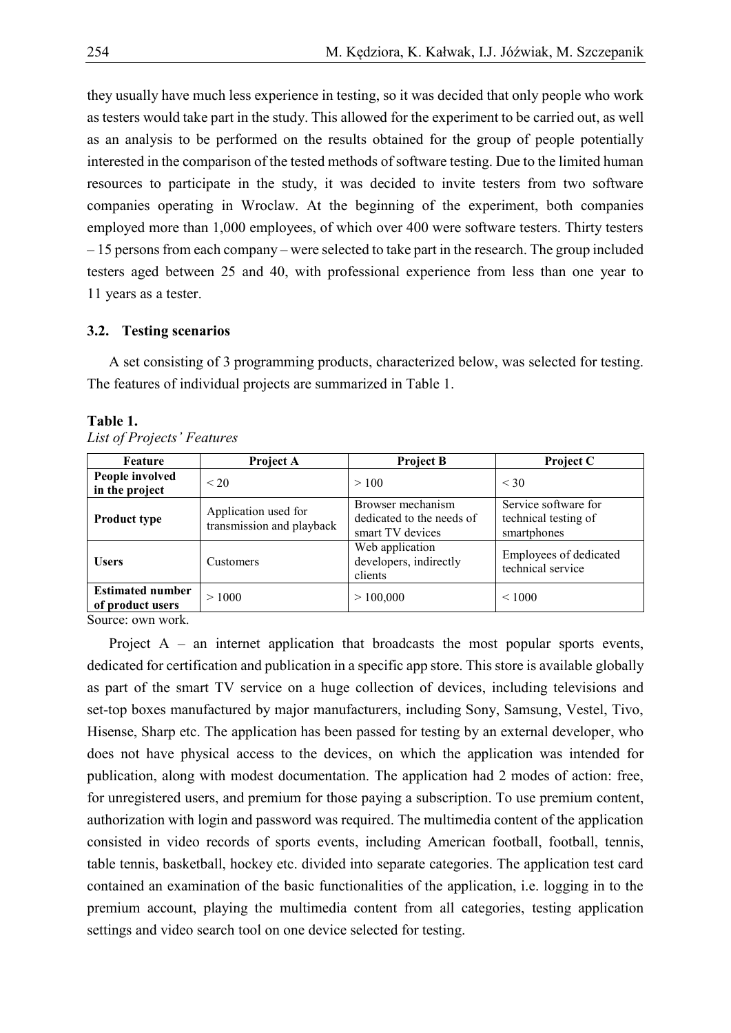they usually have much less experience in testing, so it was decided that only people who work as testers would take part in the study. This allowed for the experiment to be carried out, as well as an analysis to be performed on the results obtained for the group of people potentially interested in the comparison of the tested methods of software testing. Due to the limited human resources to participate in the study, it was decided to invite testers from two software companies operating in Wroclaw. At the beginning of the experiment, both companies employed more than 1,000 employees, of which over 400 were software testers. Thirty testers – 15 persons from each company – were selected to take part in the research. The group included testers aged between 25 and 40, with professional experience from less than one year to 11 years as a tester.

### 3.2. Testing scenarios

A set consisting of 3 programming products, characterized below, was selected for testing. The features of individual projects are summarized in Table 1.

**Table 1.**
*List of Projects' Features*

| Feature | Project A | Project B | Project C |
|---|---|---|---|
| **People involved in the project** | < 20 | > 100 | < 30 |
| **Product type** | Application used for transmission and playback | Browser mechanism dedicated to the needs of smart TV devices | Service software for technical testing of smartphones |
| **Users** | Customers | Web application developers, indirectly clients | Employees of dedicated technical service |
| **Estimated number of product users** | > 1000 | > 100,000 | < 1000 |

Source: own work.

Project A – an internet application that broadcasts the most popular sports events, dedicated for certification and publication in a specific app store. This store is available globally as part of the smart TV service on a huge collection of devices, including televisions and set-top boxes manufactured by major manufacturers, including Sony, Samsung, Vestel, Tivo, Hisense, Sharp etc. The application has been passed for testing by an external developer, who does not have physical access to the devices, on which the application was intended for publication, along with modest documentation. The application had 2 modes of action: free, for unregistered users, and premium for those paying a subscription. To use premium content, authorization with login and password was required. The multimedia content of the application consisted in video records of sports events, including American football, football, tennis, table tennis, basketball, hockey etc. divided into separate categories. The application test card contained an examination of the basic functionalities of the application, i.e. logging in to the premium account, playing the multimedia content from all categories, testing application settings and video search tool on one device selected for testing.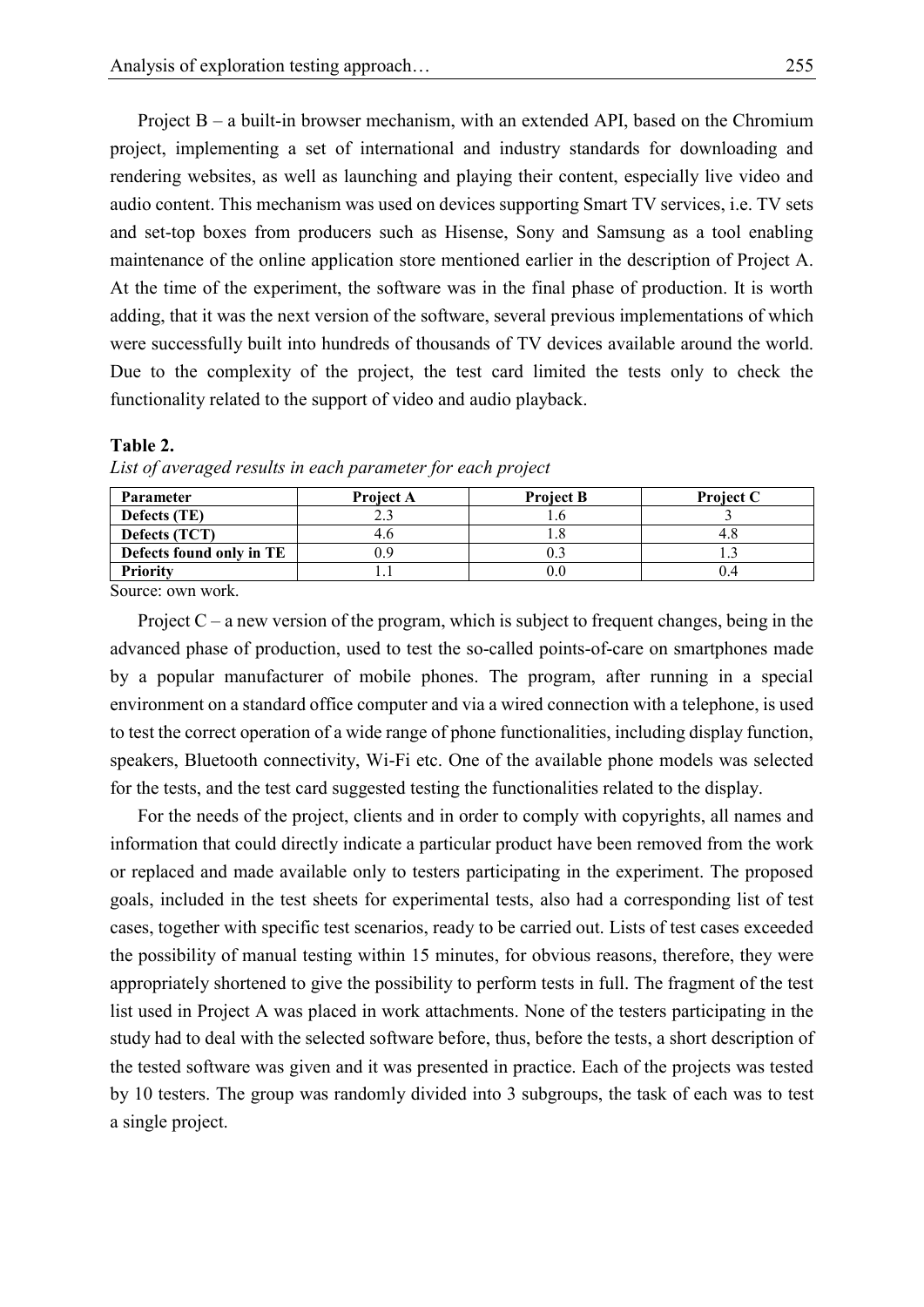Project B – a built-in browser mechanism, with an extended API, based on the Chromium project, implementing a set of international and industry standards for downloading and rendering websites, as well as launching and playing their content, especially live video and audio content. This mechanism was used on devices supporting Smart TV services, i.e. TV sets and set-top boxes from producers such as Hisense, Sony and Samsung as a tool enabling maintenance of the online application store mentioned earlier in the description of Project A. At the time of the experiment, the software was in the final phase of production. It is worth adding, that it was the next version of the software, several previous implementations of which were successfully built into hundreds of thousands of TV devices available around the world. Due to the complexity of the project, the test card limited the tests only to check the functionality related to the support of video and audio playback.

**Table 2.**

*List of averaged results in each parameter for each project*

| Parameter | Project A | Project B | Project C |
|---|---|---|---|
| Defects (TE) | 2.3 | 1.6 | 3 |
| Defects (TCT) | 4.6 | 1.8 | 4.8 |
| Defects found only in TE | 0.9 | 0.3 | 1.3 |
| Priority | 1.1 | 0.0 | 0.4 |

Source: own work.

Project C – a new version of the program, which is subject to frequent changes, being in the advanced phase of production, used to test the so-called points-of-care on smartphones made by a popular manufacturer of mobile phones. The program, after running in a special environment on a standard office computer and via a wired connection with a telephone, is used to test the correct operation of a wide range of phone functionalities, including display function, speakers, Bluetooth connectivity, Wi-Fi etc. One of the available phone models was selected for the tests, and the test card suggested testing the functionalities related to the display.

For the needs of the project, clients and in order to comply with copyrights, all names and information that could directly indicate a particular product have been removed from the work or replaced and made available only to testers participating in the experiment. The proposed goals, included in the test sheets for experimental tests, also had a corresponding list of test cases, together with specific test scenarios, ready to be carried out. Lists of test cases exceeded the possibility of manual testing within 15 minutes, for obvious reasons, therefore, they were appropriately shortened to give the possibility to perform tests in full. The fragment of the test list used in Project A was placed in work attachments. None of the testers participating in the study had to deal with the selected software before, thus, before the tests, a short description of the tested software was given and it was presented in practice. Each of the projects was tested by 10 testers. The group was randomly divided into 3 subgroups, the task of each was to test a single project.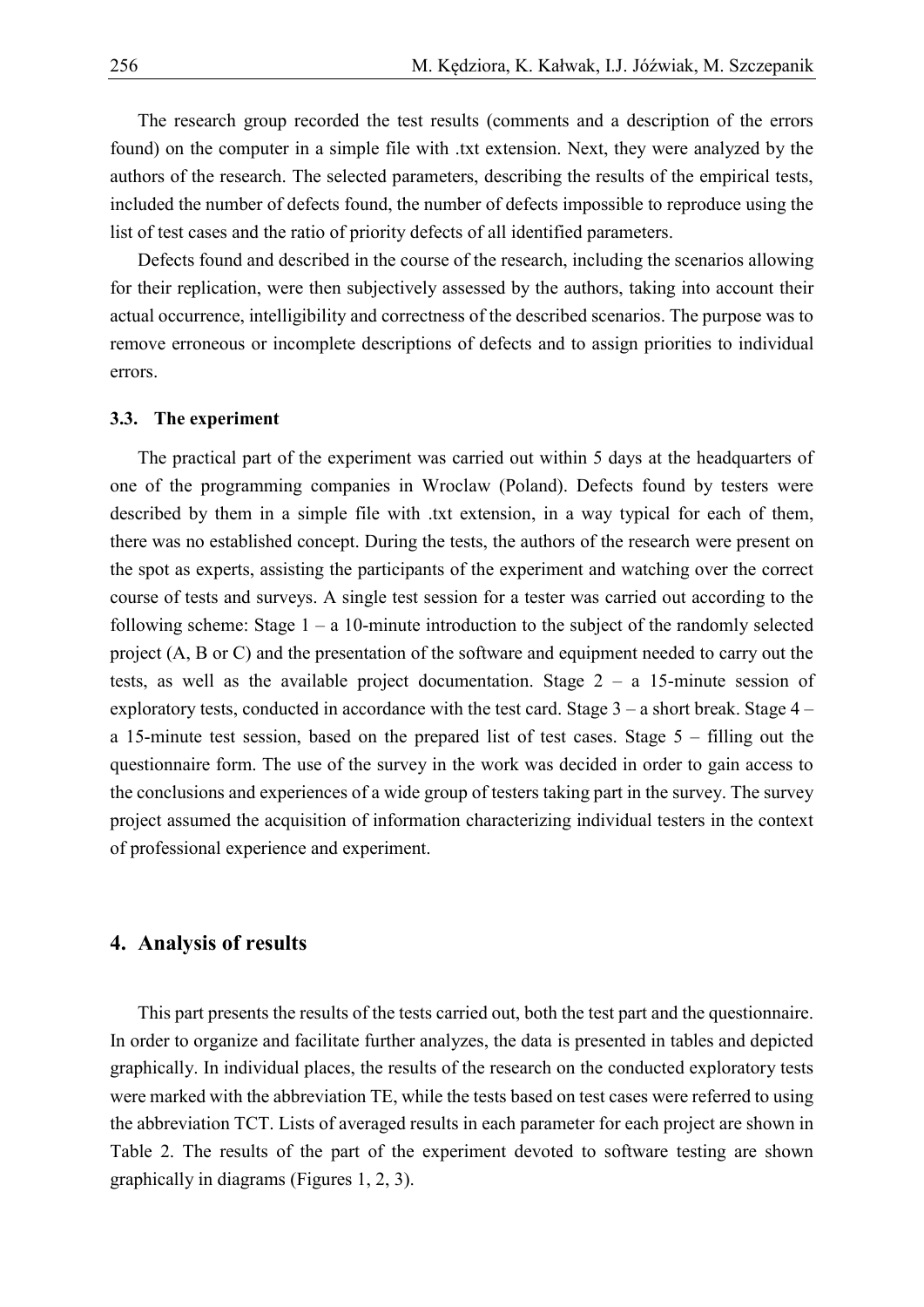The research group recorded the test results (comments and a description of the errors found) on the computer in a simple file with .txt extension. Next, they were analyzed by the authors of the research. The selected parameters, describing the results of the empirical tests, included the number of defects found, the number of defects impossible to reproduce using the list of test cases and the ratio of priority defects of all identified parameters.

Defects found and described in the course of the research, including the scenarios allowing for their replication, were then subjectively assessed by the authors, taking into account their actual occurrence, intelligibility and correctness of the described scenarios. The purpose was to remove erroneous or incomplete descriptions of defects and to assign priorities to individual errors.

### 3.3. The experiment

The practical part of the experiment was carried out within 5 days at the headquarters of one of the programming companies in Wroclaw (Poland). Defects found by testers were described by them in a simple file with .txt extension, in a way typical for each of them, there was no established concept. During the tests, the authors of the research were present on the spot as experts, assisting the participants of the experiment and watching over the correct course of tests and surveys. A single test session for a tester was carried out according to the following scheme: Stage 1 – a 10-minute introduction to the subject of the randomly selected project (A, B or C) and the presentation of the software and equipment needed to carry out the tests, as well as the available project documentation. Stage 2 – a 15-minute session of exploratory tests, conducted in accordance with the test card. Stage 3 – a short break. Stage 4 – a 15-minute test session, based on the prepared list of test cases. Stage 5 – filling out the questionnaire form. The use of the survey in the work was decided in order to gain access to the conclusions and experiences of a wide group of testers taking part in the survey. The survey project assumed the acquisition of information characterizing individual testers in the context of professional experience and experiment.

## 4. Analysis of results

This part presents the results of the tests carried out, both the test part and the questionnaire. In order to organize and facilitate further analyzes, the data is presented in tables and depicted graphically. In individual places, the results of the research on the conducted exploratory tests were marked with the abbreviation TE, while the tests based on test cases were referred to using the abbreviation TCT. Lists of averaged results in each parameter for each project are shown in Table 2. The results of the part of the experiment devoted to software testing are shown graphically in diagrams (Figures 1, 2, 3).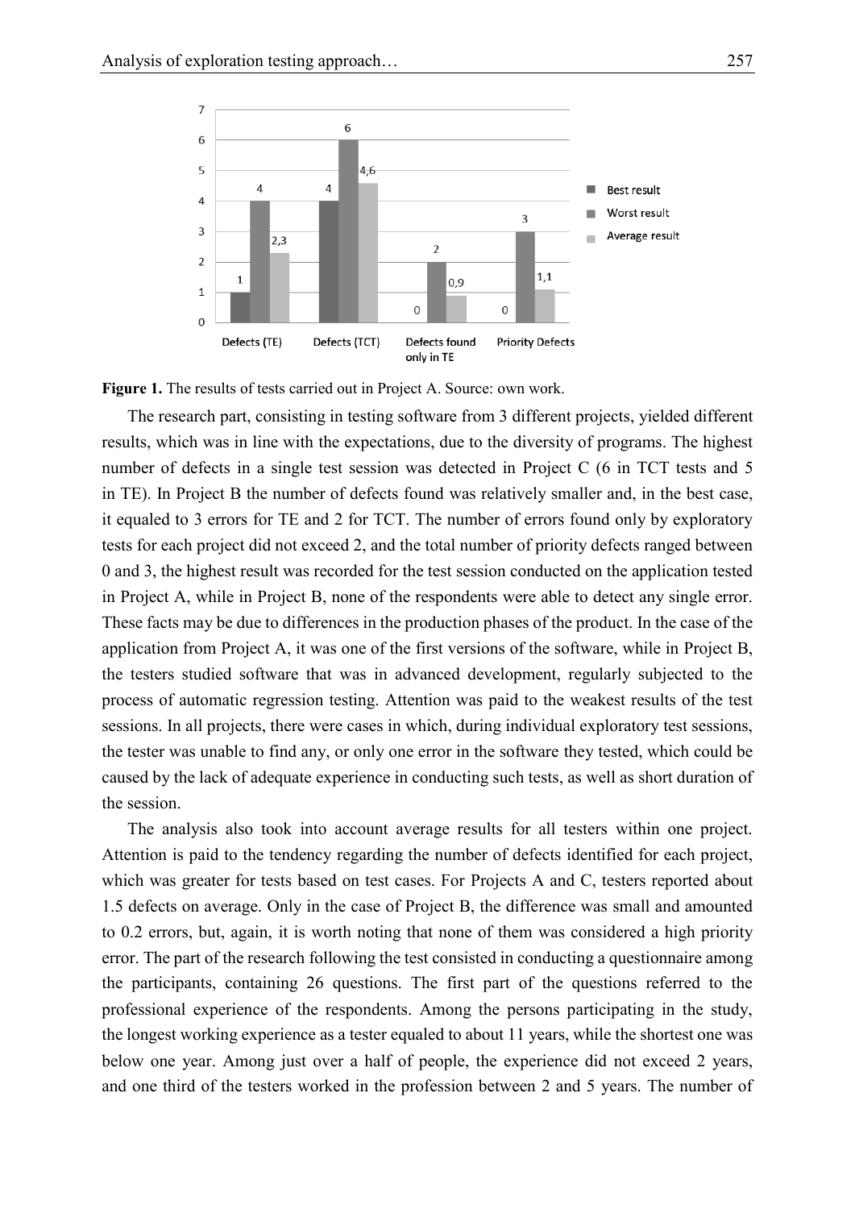**Figure 1.** The results of tests carried out in Project A. Source: own work.

The research part, consisting in testing software from 3 different projects, yielded different results, which was in line with the expectations, due to the diversity of programs. The highest number of defects in a single test session was detected in Project C (6 in TCT tests and 5 in TE). In Project B the number of defects found was relatively smaller and, in the best case, it equaled to 3 errors for TE and 2 for TCT. The number of errors found only by exploratory tests for each project did not exceed 2, and the total number of priority defects ranged between 0 and 3, the highest result was recorded for the test session conducted on the application tested in Project A, while in Project B, none of the respondents were able to detect any single error. These facts may be due to differences in the production phases of the product. In the case of the application from Project A, it was one of the first versions of the software, while in Project B, the testers studied software that was in advanced development, regularly subjected to the process of automatic regression testing. Attention was paid to the weakest results of the test sessions. In all projects, there were cases in which, during individual exploratory test sessions, the tester was unable to find any, or only one error in the software they tested, which could be caused by the lack of adequate experience in conducting such tests, as well as short duration of the session.

The analysis also took into account average results for all testers within one project. Attention is paid to the tendency regarding the number of defects identified for each project, which was greater for tests based on test cases. For Projects A and C, testers reported about 1.5 defects on average. Only in the case of Project B, the difference was small and amounted to 0.2 errors, but, again, it is worth noting that none of them was considered a high priority error. The part of the research following the test consisted in conducting a questionnaire among the participants, containing 26 questions. The first part of the questions referred to the professional experience of the respondents. Among the persons participating in the study, the longest working experience as a tester equaled to about 11 years, while the shortest one was below one year. Among just over a half of people, the experience did not exceed 2 years, and one third of the testers worked in the profession between 2 and 5 years. The number of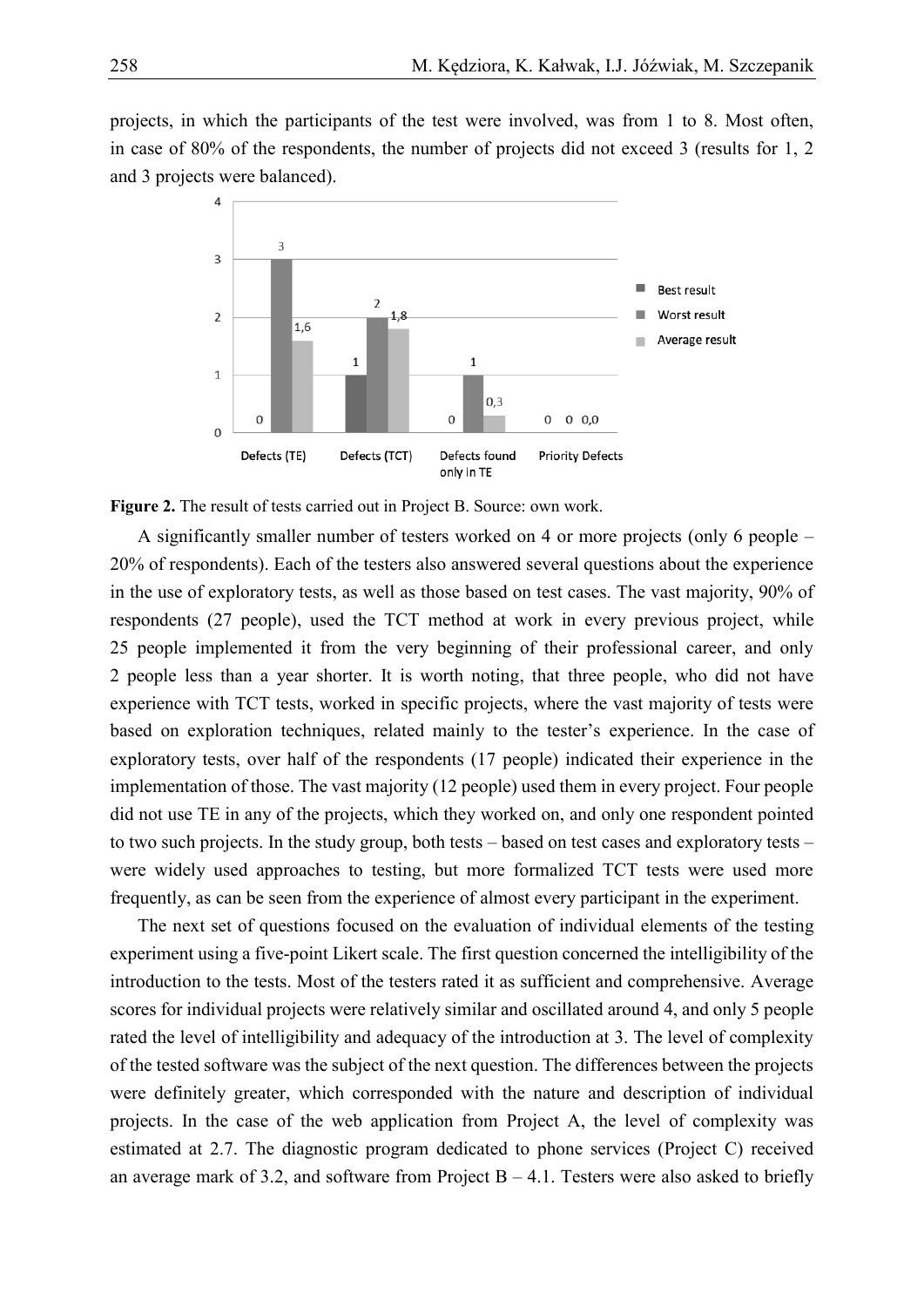projects, in which the participants of the test were involved, was from 1 to 8. Most often, in case of 80% of the respondents, the number of projects did not exceed 3 (results for 1, 2 and 3 projects were balanced).

**Figure 2.** The result of tests carried out in Project B. Source: own work.

A significantly smaller number of testers worked on 4 or more projects (only 6 people – 20% of respondents). Each of the testers also answered several questions about the experience in the use of exploratory tests, as well as those based on test cases. The vast majority, 90% of respondents (27 people), used the TCT method at work in every previous project, while 25 people implemented it from the very beginning of their professional career, and only 2 people less than a year shorter. It is worth noting, that three people, who did not have experience with TCT tests, worked in specific projects, where the vast majority of tests were based on exploration techniques, related mainly to the tester's experience. In the case of exploratory tests, over half of the respondents (17 people) indicated their experience in the implementation of those. The vast majority (12 people) used them in every project. Four people did not use TE in any of the projects, which they worked on, and only one respondent pointed to two such projects. In the study group, both tests – based on test cases and exploratory tests – were widely used approaches to testing, but more formalized TCT tests were used more frequently, as can be seen from the experience of almost every participant in the experiment.

The next set of questions focused on the evaluation of individual elements of the testing experiment using a five-point Likert scale. The first question concerned the intelligibility of the introduction to the tests. Most of the testers rated it as sufficient and comprehensive. Average scores for individual projects were relatively similar and oscillated around 4, and only 5 people rated the level of intelligibility and adequacy of the introduction at 3. The level of complexity of the tested software was the subject of the next question. The differences between the projects were definitely greater, which corresponded with the nature and description of individual projects. In the case of the web application from Project A, the level of complexity was estimated at 2.7. The diagnostic program dedicated to phone services (Project C) received an average mark of 3.2, and software from Project B – 4.1. Testers were also asked to briefly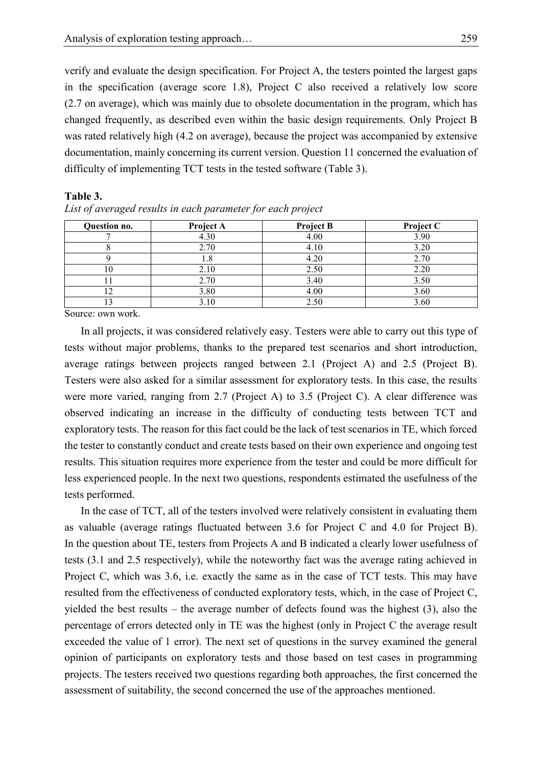verify and evaluate the design specification. For Project A, the testers pointed the largest gaps in the specification (average score 1.8), Project C also received a relatively low score (2.7 on average), which was mainly due to obsolete documentation in the program, which has changed frequently, as described even within the basic design requirements. Only Project B was rated relatively high (4.2 on average), because the project was accompanied by extensive documentation, mainly concerning its current version. Question 11 concerned the evaluation of difficulty of implementing TCT tests in the tested software (Table 3).

**Table 3.**

*List of averaged results in each parameter for each project*

| Question no. | Project A | Project B | Project C |
|---|---|---|---|
| 7 | 4.30 | 4.00 | 3.90 |
| 8 | 2.70 | 4.10 | 3.20 |
| 9 | 1.8 | 4.20 | 2.70 |
| 10 | 2.10 | 2.50 | 2.20 |
| 11 | 2.70 | 3.40 | 3.50 |
| 12 | 3.80 | 4.00 | 3.60 |
| 13 | 3.10 | 2.50 | 3.60 |

Source: own work.

In all projects, it was considered relatively easy. Testers were able to carry out this type of tests without major problems, thanks to the prepared test scenarios and short introduction, average ratings between projects ranged between 2.1 (Project A) and 2.5 (Project B). Testers were also asked for a similar assessment for exploratory tests. In this case, the results were more varied, ranging from 2.7 (Project A) to 3.5 (Project C). A clear difference was observed indicating an increase in the difficulty of conducting tests between TCT and exploratory tests. The reason for this fact could be the lack of test scenarios in TE, which forced the tester to constantly conduct and create tests based on their own experience and ongoing test results. This situation requires more experience from the tester and could be more difficult for less experienced people. In the next two questions, respondents estimated the usefulness of the tests performed.

In the case of TCT, all of the testers involved were relatively consistent in evaluating them as valuable (average ratings fluctuated between 3.6 for Project C and 4.0 for Project B). In the question about TE, testers from Projects A and B indicated a clearly lower usefulness of tests (3.1 and 2.5 respectively), while the noteworthy fact was the average rating achieved in Project C, which was 3.6, i.e. exactly the same as in the case of TCT tests. This may have resulted from the effectiveness of conducted exploratory tests, which, in the case of Project C, yielded the best results – the average number of defects found was the highest (3), also the percentage of errors detected only in TE was the highest (only in Project C the average result exceeded the value of 1 error). The next set of questions in the survey examined the general opinion of participants on exploratory tests and those based on test cases in programming projects. The testers received two questions regarding both approaches, the first concerned the assessment of suitability, the second concerned the use of the approaches mentioned.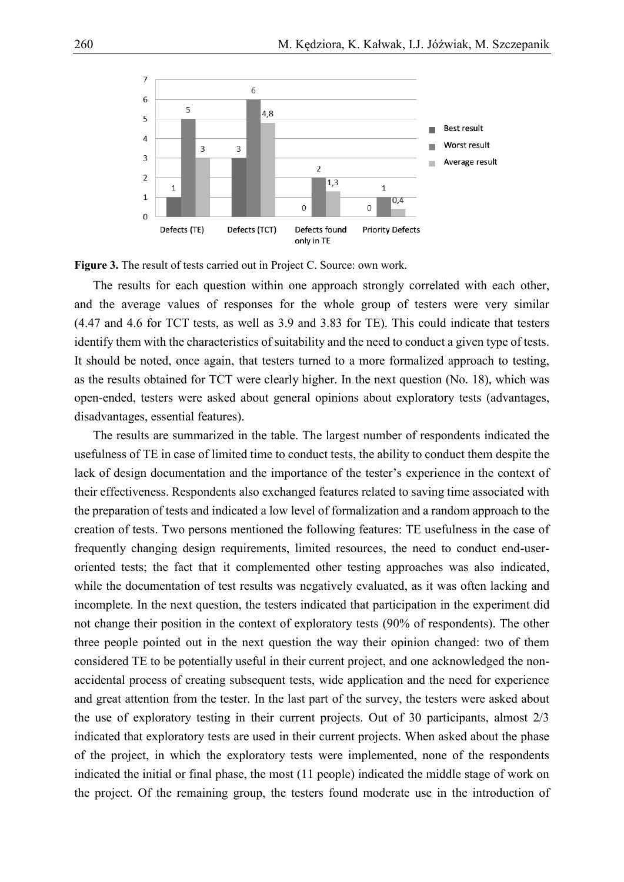**Figure 3.** The result of tests carried out in Project C. Source: own work.

The results for each question within one approach strongly correlated with each other, and the average values of responses for the whole group of testers were very similar (4.47 and 4.6 for TCT tests, as well as 3.9 and 3.83 for TE). This could indicate that testers identify them with the characteristics of suitability and the need to conduct a given type of tests. It should be noted, once again, that testers turned to a more formalized approach to testing, as the results obtained for TCT were clearly higher. In the next question (No. 18), which was open-ended, testers were asked about general opinions about exploratory tests (advantages, disadvantages, essential features).

The results are summarized in the table. The largest number of respondents indicated the usefulness of TE in case of limited time to conduct tests, the ability to conduct them despite the lack of design documentation and the importance of the tester's experience in the context of their effectiveness. Respondents also exchanged features related to saving time associated with the preparation of tests and indicated a low level of formalization and a random approach to the creation of tests. Two persons mentioned the following features: TE usefulness in the case of frequently changing design requirements, limited resources, the need to conduct end-user-oriented tests; the fact that it complemented other testing approaches was also indicated, while the documentation of test results was negatively evaluated, as it was often lacking and incomplete. In the next question, the testers indicated that participation in the experiment did not change their position in the context of exploratory tests (90% of respondents). The other three people pointed out in the next question the way their opinion changed: two of them considered TE to be potentially useful in their current project, and one acknowledged the non-accidental process of creating subsequent tests, wide application and the need for experience and great attention from the tester. In the last part of the survey, the testers were asked about the use of exploratory testing in their current projects. Out of 30 participants, almost 2/3 indicated that exploratory tests are used in their current projects. When asked about the phase of the project, in which the exploratory tests were implemented, none of the respondents indicated the initial or final phase, the most (11 people) indicated the middle stage of work on the project. Of the remaining group, the testers found moderate use in the introduction of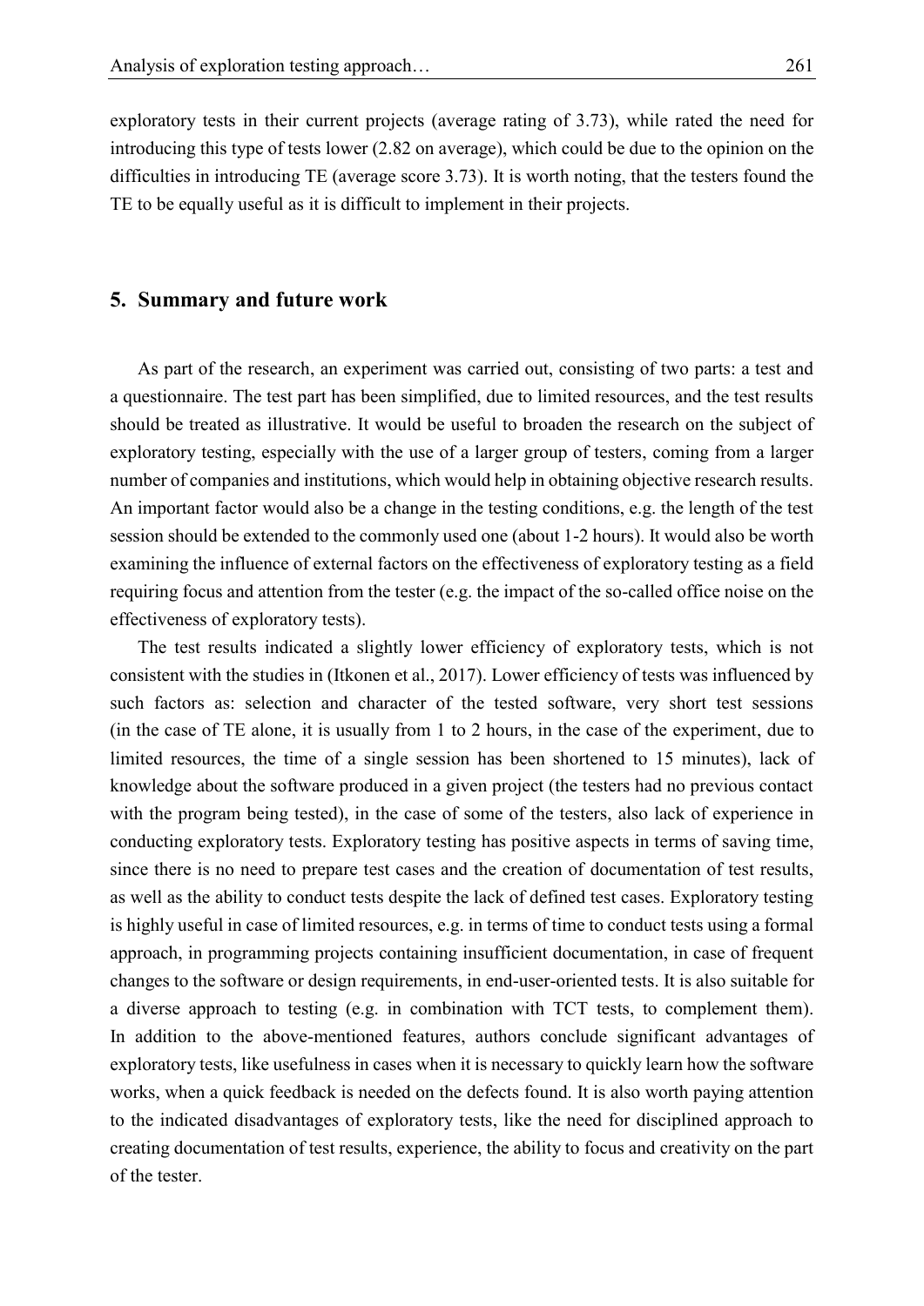exploratory tests in their current projects (average rating of 3.73), while rated the need for introducing this type of tests lower (2.82 on average), which could be due to the opinion on the difficulties in introducing TE (average score 3.73). It is worth noting, that the testers found the TE to be equally useful as it is difficult to implement in their projects.

## 5. Summary and future work

As part of the research, an experiment was carried out, consisting of two parts: a test and a questionnaire. The test part has been simplified, due to limited resources, and the test results should be treated as illustrative. It would be useful to broaden the research on the subject of exploratory testing, especially with the use of a larger group of testers, coming from a larger number of companies and institutions, which would help in obtaining objective research results. An important factor would also be a change in the testing conditions, e.g. the length of the test session should be extended to the commonly used one (about 1-2 hours). It would also be worth examining the influence of external factors on the effectiveness of exploratory testing as a field requiring focus and attention from the tester (e.g. the impact of the so-called office noise on the effectiveness of exploratory tests).

The test results indicated a slightly lower efficiency of exploratory tests, which is not consistent with the studies in (Itkonen et al., 2017). Lower efficiency of tests was influenced by such factors as: selection and character of the tested software, very short test sessions (in the case of TE alone, it is usually from 1 to 2 hours, in the case of the experiment, due to limited resources, the time of a single session has been shortened to 15 minutes), lack of knowledge about the software produced in a given project (the testers had no previous contact with the program being tested), in the case of some of the testers, also lack of experience in conducting exploratory tests. Exploratory testing has positive aspects in terms of saving time, since there is no need to prepare test cases and the creation of documentation of test results, as well as the ability to conduct tests despite the lack of defined test cases. Exploratory testing is highly useful in case of limited resources, e.g. in terms of time to conduct tests using a formal approach, in programming projects containing insufficient documentation, in case of frequent changes to the software or design requirements, in end-user-oriented tests. It is also suitable for a diverse approach to testing (e.g. in combination with TCT tests, to complement them). In addition to the above-mentioned features, authors conclude significant advantages of exploratory tests, like usefulness in cases when it is necessary to quickly learn how the software works, when a quick feedback is needed on the defects found. It is also worth paying attention to the indicated disadvantages of exploratory tests, like the need for disciplined approach to creating documentation of test results, experience, the ability to focus and creativity on the part of the tester.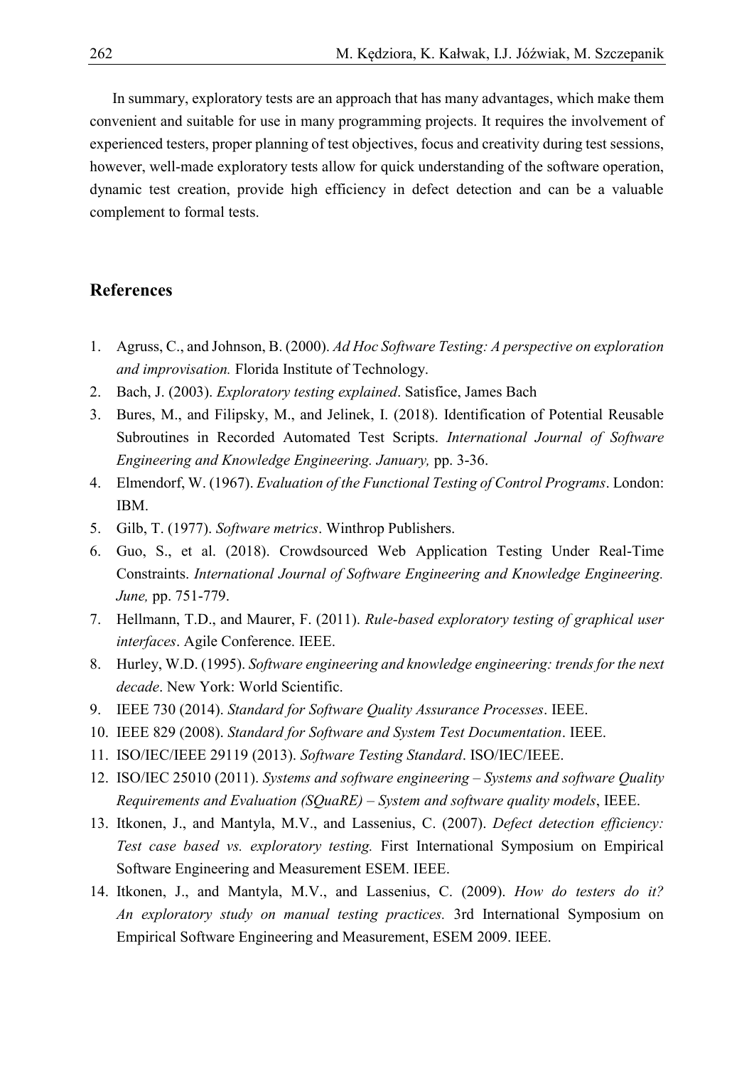In summary, exploratory tests are an approach that has many advantages, which make them convenient and suitable for use in many programming projects. It requires the involvement of experienced testers, proper planning of test objectives, focus and creativity during test sessions, however, well-made exploratory tests allow for quick understanding of the software operation, dynamic test creation, provide high efficiency in defect detection and can be a valuable complement to formal tests.

## References

1. Agruss, C., and Johnson, B. (2000). *Ad Hoc Software Testing: A perspective on exploration and improvisation.* Florida Institute of Technology.
2. Bach, J. (2003). *Exploratory testing explained*. Satisfice, James Bach
3. Bures, M., and Filipsky, M., and Jelinek, I. (2018). Identification of Potential Reusable Subroutines in Recorded Automated Test Scripts. *International Journal of Software Engineering and Knowledge Engineering. January,* pp. 3-36.
4. Elmendorf, W. (1967). *Evaluation of the Functional Testing of Control Programs*. London: IBM.
5. Gilb, T. (1977). *Software metrics*. Winthrop Publishers.
6. Guo, S., et al. (2018). Crowdsourced Web Application Testing Under Real-Time Constraints. *International Journal of Software Engineering and Knowledge Engineering. June,* pp. 751-779.
7. Hellmann, T.D., and Maurer, F. (2011). *Rule-based exploratory testing of graphical user interfaces*. Agile Conference. IEEE.
8. Hurley, W.D. (1995). *Software engineering and knowledge engineering: trends for the next decade*. New York: World Scientific.
9. IEEE 730 (2014). *Standard for Software Quality Assurance Processes*. IEEE.
10. IEEE 829 (2008). *Standard for Software and System Test Documentation*. IEEE.
11. ISO/IEC/IEEE 29119 (2013). *Software Testing Standard*. ISO/IEC/IEEE.
12. ISO/IEC 25010 (2011). *Systems and software engineering – Systems and software Quality Requirements and Evaluation (SQuaRE) – System and software quality models*, IEEE.
13. Itkonen, J., and Mantyla, M.V., and Lassenius, C. (2007). *Defect detection efficiency: Test case based vs. exploratory testing.* First International Symposium on Empirical Software Engineering and Measurement ESEM. IEEE.
14. Itkonen, J., and Mantyla, M.V., and Lassenius, C. (2009). *How do testers do it? An exploratory study on manual testing practices.* 3rd International Symposium on Empirical Software Engineering and Measurement, ESEM 2009. IEEE.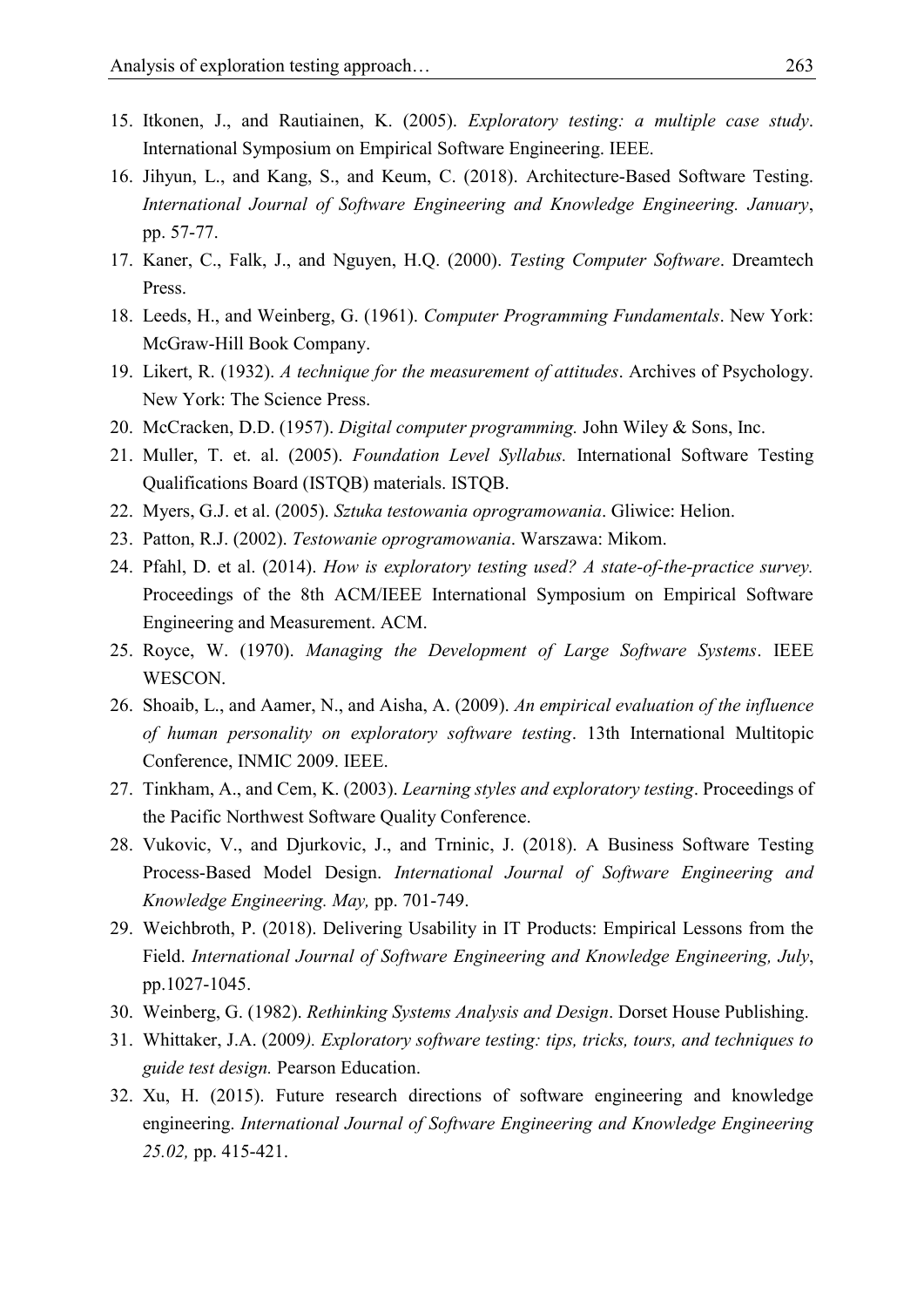15. Itkonen, J., and Rautiainen, K. (2005). *Exploratory testing: a multiple case study*. International Symposium on Empirical Software Engineering. IEEE.
16. Jihyun, L., and Kang, S., and Keum, C. (2018). Architecture-Based Software Testing. *International Journal of Software Engineering and Knowledge Engineering. January*, pp. 57-77.
17. Kaner, C., Falk, J., and Nguyen, H.Q. (2000). *Testing Computer Software*. Dreamtech Press.
18. Leeds, H., and Weinberg, G. (1961). *Computer Programming Fundamentals*. New York: McGraw-Hill Book Company.
19. Likert, R. (1932). *A technique for the measurement of attitudes*. Archives of Psychology. New York: The Science Press.
20. McCracken, D.D. (1957). *Digital computer programming.* John Wiley & Sons, Inc.
21. Muller, T. et. al. (2005). *Foundation Level Syllabus.* International Software Testing Qualifications Board (ISTQB) materials. ISTQB.
22. Myers, G.J. et al. (2005). *Sztuka testowania oprogramowania*. Gliwice: Helion.
23. Patton, R.J. (2002). *Testowanie oprogramowania*. Warszawa: Mikom.
24. Pfahl, D. et al. (2014). *How is exploratory testing used? A state-of-the-practice survey.* Proceedings of the 8th ACM/IEEE International Symposium on Empirical Software Engineering and Measurement. ACM.
25. Royce, W. (1970). *Managing the Development of Large Software Systems*. IEEE WESCON.
26. Shoaib, L., and Aamer, N., and Aisha, A. (2009). *An empirical evaluation of the influence of human personality on exploratory software testing*. 13th International Multitopic Conference, INMIC 2009. IEEE.
27. Tinkham, A., and Cem, K. (2003). *Learning styles and exploratory testing*. Proceedings of the Pacific Northwest Software Quality Conference.
28. Vukovic, V., and Djurkovic, J., and Trninic, J. (2018). A Business Software Testing Process-Based Model Design. *International Journal of Software Engineering and Knowledge Engineering. May,* pp. 701-749.
29. Weichbroth, P. (2018). Delivering Usability in IT Products: Empirical Lessons from the Field. *International Journal of Software Engineering and Knowledge Engineering, July*, pp.1027-1045.
30. Weinberg, G. (1982). *Rethinking Systems Analysis and Design*. Dorset House Publishing.
31. Whittaker, J.A. (2009*). Exploratory software testing: tips, tricks, tours, and techniques to guide test design.* Pearson Education.
32. Xu, H. (2015). Future research directions of software engineering and knowledge engineering. *International Journal of Software Engineering and Knowledge Engineering 25.02,* pp. 415-421.